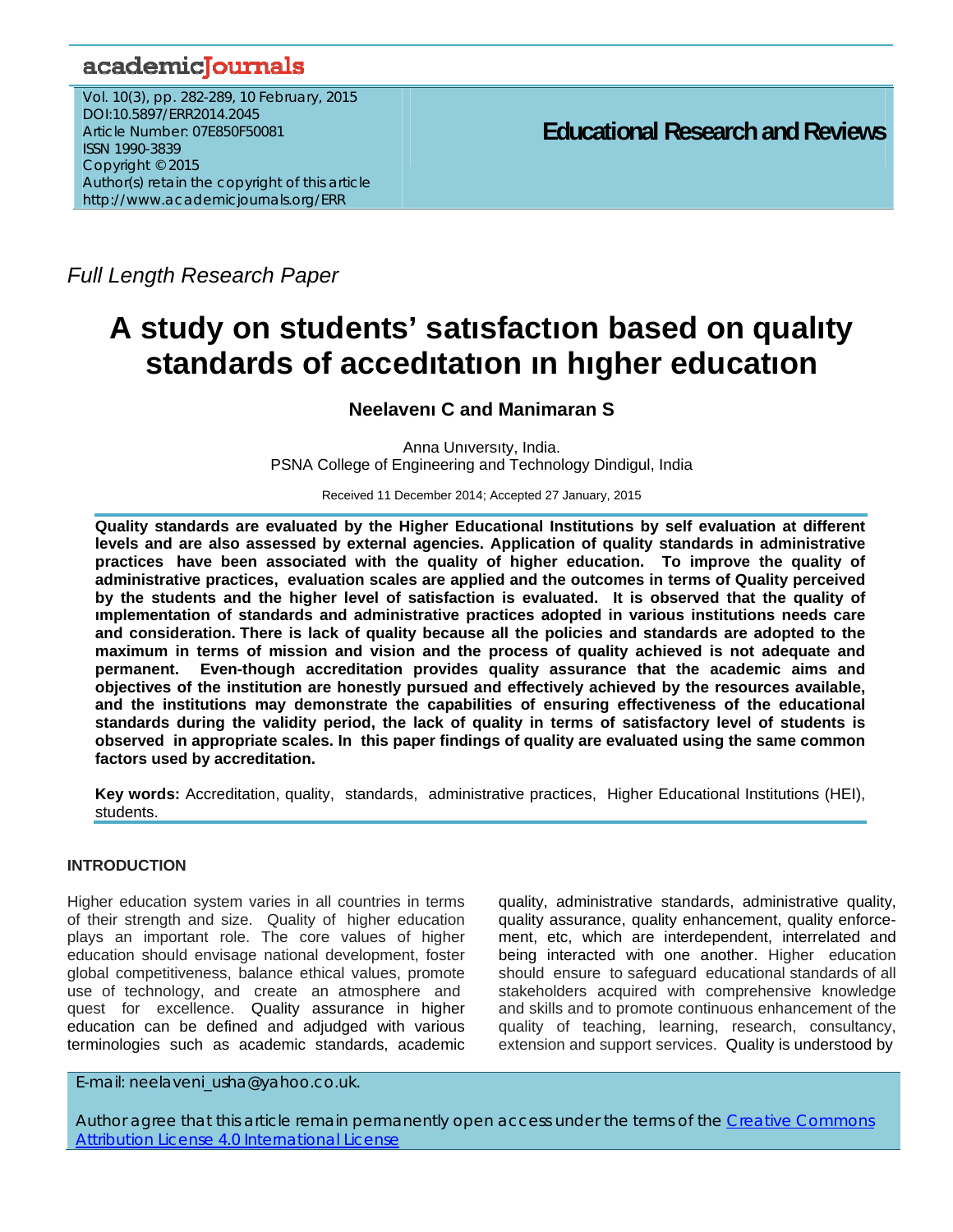academicJournals

Vol. 10(3), pp. 282-289, 10 February, 2015
DOI:10.5897/ERR2014.2045
Article Number: 07E850F50081
ISSN 1990-3839
Copyright © 2015
Author(s) retain the copyright of this article
http://www.academicjournals.org/ERR

**Educational Research and Reviews**

*Full Length Research Paper*

# A study on students' satısfactıon based on qualıty standards of accedıtatıon ın hıgher educatıon

**Neelavenı C and Manimaran S**

Anna Unıversıty, India.
PSNA College of Engineering and Technology Dindigul, India

Received 11 December 2014; Accepted 27 January, 2015

**Quality standards are evaluated by the Higher Educational Institutions by self evaluation at different levels and are also assessed by external agencies. Application of quality standards in administrative practices have been associated with the quality of higher education. To improve the quality of administrative practices, evaluation scales are applied and the outcomes in terms of Quality perceived by the students and the higher level of satisfaction is evaluated. It is observed that the quality of ımplementation of standards and administrative practices adopted in various institutions needs care and consideration. There is lack of quality because all the policies and standards are adopted to the maximum in terms of mission and vision and the process of quality achieved is not adequate and permanent. Even-though accreditation provides quality assurance that the academic aims and objectives of the institution are honestly pursued and effectively achieved by the resources available, and the institutions may demonstrate the capabilities of ensuring effectiveness of the educational standards during the validity period, the lack of quality in terms of satisfactory level of students is observed in appropriate scales. In this paper findings of quality are evaluated using the same common factors used by accreditation.**

**Key words:** Accreditation, quality, standards, administrative practices, Higher Educational Institutions (HEI), students.

## INTRODUCTION

Higher education system varies in all countries in terms of their strength and size. Quality of higher education plays an important role. The core values of higher education should envisage national development, foster global competitiveness, balance ethical values, promote use of technology, and create an atmosphere and quest for excellence. Quality assurance in higher education can be defined and adjudged with various terminologies such as academic standards, academic quality, administrative standards, administrative quality, quality assurance, quality enhancement, quality enforcement, etc, which are interdependent, interrelated and being interacted with one another. Higher education should ensure to safeguard educational standards of all stakeholders acquired with comprehensive knowledge and skills and to promote continuous enhancement of the quality of teaching, learning, research, consultancy, extension and support services. Quality is understood by

E-mail: neelaveni_usha@yahoo.co.uk.

Author agree that this article remain permanently open access under the terms of the Creative Commons Attribution License 4.0 International License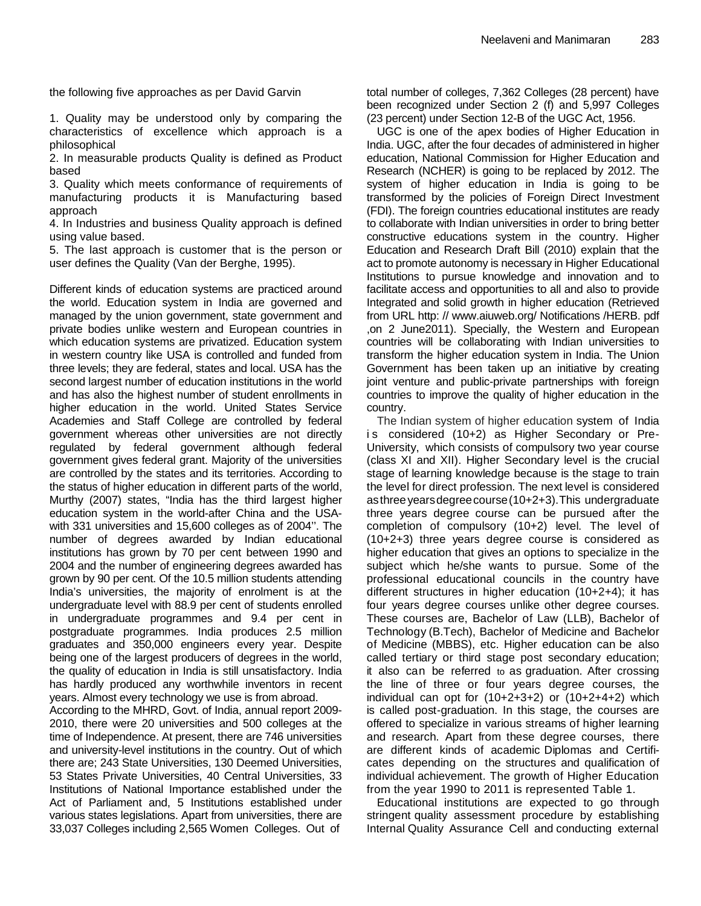the following five approaches as per David Garvin

1. Quality may be understood only by comparing the characteristics of excellence which approach is a philosophical
2. In measurable products Quality is defined as Product based
3. Quality which meets conformance of requirements of manufacturing products it is Manufacturing based approach
4. In Industries and business Quality approach is defined using value based.
5. The last approach is customer that is the person or user defines the Quality (Van der Berghe, 1995).

Different kinds of education systems are practiced around the world. Education system in India are governed and managed by the union government, state government and private bodies unlike western and European countries in which education systems are privatized. Education system in western country like USA is controlled and funded from three levels; they are federal, states and local. USA has the second largest number of education institutions in the world and has also the highest number of student enrollments in higher education in the world. United States Service Academies and Staff College are controlled by federal government whereas other universities are not directly regulated by federal government although federal government gives federal grant. Majority of the universities are controlled by the states and its territories. According to the status of higher education in different parts of the world, Murthy (2007) states, "India has the third largest higher education system in the world-after China and the USA-with 331 universities and 15,600 colleges as of 2004''. The number of degrees awarded by Indian educational institutions has grown by 70 per cent between 1990 and 2004 and the number of engineering degrees awarded has grown by 90 per cent. Of the 10.5 million students attending India's universities, the majority of enrolment is at the undergraduate level with 88.9 per cent of students enrolled in undergraduate programmes and 9.4 per cent in postgraduate programmes. India produces 2.5 million graduates and 350,000 engineers every year. Despite being one of the largest producers of degrees in the world, the quality of education in India is still unsatisfactory. India has hardly produced any worthwhile inventors in recent years. Almost every technology we use is from abroad.

According to the MHRD, Govt. of India, annual report 2009-2010, there were 20 universities and 500 colleges at the time of Independence. At present, there are 746 universities and university-level institutions in the country. Out of which there are; 243 State Universities, 130 Deemed Universities, 53 States Private Universities, 40 Central Universities, 33 Institutions of National Importance established under the Act of Parliament and, 5 Institutions established under various states legislations. Apart from universities, there are 33,037 Colleges including 2,565 Women Colleges. Out of total number of colleges, 7,362 Colleges (28 percent) have been recognized under Section 2 (f) and 5,997 Colleges (23 percent) under Section 12-B of the UGC Act, 1956.

UGC is one of the apex bodies of Higher Education in India. UGC, after the four decades of administered in higher education, National Commission for Higher Education and Research (NCHER) is going to be replaced by 2012. The system of higher education in India is going to be transformed by the policies of Foreign Direct Investment (FDI). The foreign countries educational institutes are ready to collaborate with Indian universities in order to bring better constructive educations system in the country. Higher Education and Research Draft Bill (2010) explain that the act to promote autonomy is necessary in Higher Educational Institutions to pursue knowledge and innovation and to facilitate access and opportunities to all and also to provide Integrated and solid growth in higher education (Retrieved from URL http: // www.aiuweb.org/ Notifications /HERB. pdf ,on 2 June2011). Specially, the Western and European countries will be collaborating with Indian universities to transform the higher education system in India. The Union Government has been taken up an initiative by creating joint venture and public-private partnerships with foreign countries to improve the quality of higher education in the country.

The Indian system of higher education system of India is considered (10+2) as Higher Secondary or Pre-University, which consists of compulsory two year course (class XI and XII). Higher Secondary level is the crucial stage of learning knowledge because is the stage to train the level for direct profession. The next level is considered as three years degree course (10+2+3). This undergraduate three years degree course can be pursued after the completion of compulsory (10+2) level. The level of (10+2+3) three years degree course is considered as higher education that gives an options to specialize in the subject which he/she wants to pursue. Some of the professional educational councils in the country have different structures in higher education (10+2+4); it has four years degree courses unlike other degree courses. These courses are, Bachelor of Law (LLB), Bachelor of Technology (B.Tech), Bachelor of Medicine and Bachelor of Medicine (MBBS), etc. Higher education can be also called tertiary or third stage post secondary education; it also can be referred to as graduation. After crossing the line of three or four years degree courses, the individual can opt for (10+2+3+2) or (10+2+4+2) which is called post-graduation. In this stage, the courses are offered to specialize in various streams of higher learning and research. Apart from these degree courses, there are different kinds of academic Diplomas and Certificates depending on the structures and qualification of individual achievement. The growth of Higher Education from the year 1990 to 2011 is represented Table 1.

Educational institutions are expected to go through stringent quality assessment procedure by establishing Internal Quality Assurance Cell and conducting external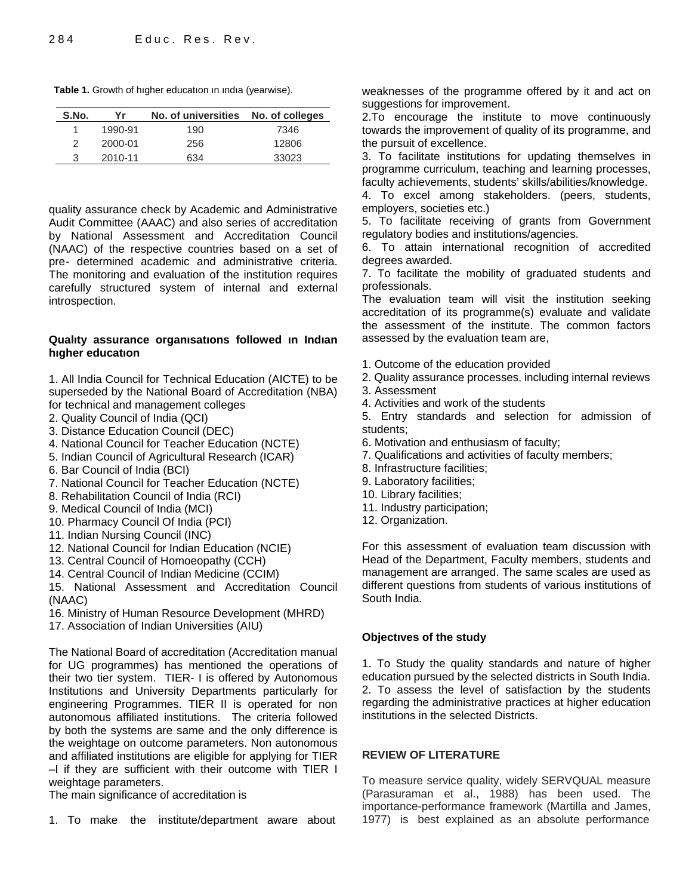**Table 1.** Growth of hıgher educatıon ın ındıa (yearwise).

| S.No. | Yr | No. of universities | No. of colleges |
|---|---|---|---|
| 1 | 1990-91 | 190 | 7346 |
| 2 | 2000-01 | 256 | 12806 |
| 3 | 2010-11 | 634 | 33023 |

quality assurance check by Academic and Administrative Audit Committee (AAAC) and also series of accreditation by National Assessment and Accreditation Council (NAAC) of the respective countries based on a set of pre- determined academic and administrative criteria. The monitoring and evaluation of the institution requires carefully structured system of internal and external introspection.

### Qualıty assurance organısatıons followed ın Indıan hıgher educatıon

1. All India Council for Technical Education (AICTE) to be superseded by the National Board of Accreditation (NBA) for technical and management colleges
2. Quality Council of India (QCI)
3. Distance Education Council (DEC)
4. National Council for Teacher Education (NCTE)
5. Indian Council of Agricultural Research (ICAR)
6. Bar Council of India (BCI)
7. National Council for Teacher Education (NCTE)
8. Rehabilitation Council of India (RCI)
9. Medical Council of India (MCI)
10. Pharmacy Council Of India (PCI)
11. Indian Nursing Council (INC)
12. National Council for Indian Education (NCIE)
13. Central Council of Homoeopathy (CCH)
14. Central Council of Indian Medicine (CCIM)
15. National Assessment and Accreditation Council (NAAC)
16. Ministry of Human Resource Development (MHRD)
17. Association of Indian Universities (AIU)

The National Board of accreditation (Accreditation manual for UG programmes) has mentioned the operations of their two tier system. TIER- I is offered by Autonomous Institutions and University Departments particularly for engineering Programmes. TIER II is operated for non autonomous affiliated institutions. The criteria followed by both the systems are same and the only difference is the weightage on outcome parameters. Non autonomous and affiliated institutions are eligible for applying for TIER –I if they are sufficient with their outcome with TIER I weightage parameters.

The main significance of accreditation is

1. To make the institute/department aware about weaknesses of the programme offered by it and act on suggestions for improvement.
2. To encourage the institute to move continuously towards the improvement of quality of its programme, and the pursuit of excellence.
3. To facilitate institutions for updating themselves in programme curriculum, teaching and learning processes, faculty achievements, students' skills/abilities/knowledge.
4. To excel among stakeholders. (peers, students, employers, societies etc.)
5. To facilitate receiving of grants from Government regulatory bodies and institutions/agencies.
6. To attain international recognition of accredited degrees awarded.
7. To facilitate the mobility of graduated students and professionals.

The evaluation team will visit the institution seeking accreditation of its programme(s) evaluate and validate the assessment of the institute. The common factors assessed by the evaluation team are,

1. Outcome of the education provided
2. Quality assurance processes, including internal reviews
3. Assessment
4. Activities and work of the students
5. Entry standards and selection for admission of students;
6. Motivation and enthusiasm of faculty;
7. Qualifications and activities of faculty members;
8. Infrastructure facilities;
9. Laboratory facilities;
10. Library facilities;
11. Industry participation;
12. Organization.

For this assessment of evaluation team discussion with Head of the Department, Faculty members, students and management are arranged. The same scales are used as different questions from students of various institutions of South India.

### Objectıves of the study

1. To Study the quality standards and nature of higher education pursued by the selected districts in South India.
2. To assess the level of satisfaction by the students regarding the administrative practices at higher education institutions in the selected Districts.

## REVIEW OF LITERATURE

To measure service quality, widely SERVQUAL measure (Parasuraman et al., 1988) has been used. The importance-performance framework (Martilla and James, 1977) is best explained as an absolute performance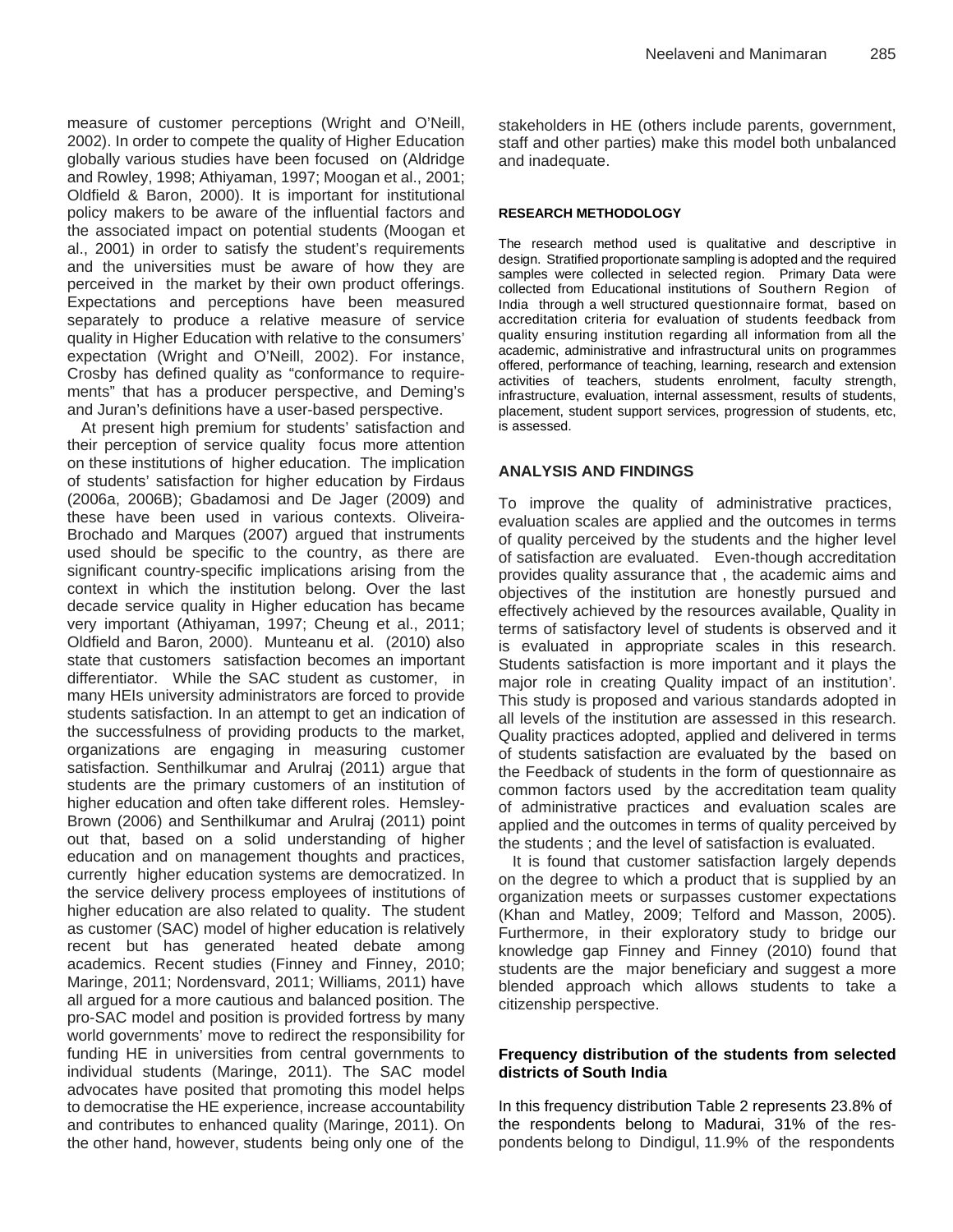measure of customer perceptions (Wright and O'Neill, 2002). In order to compete the quality of Higher Education globally various studies have been focused on (Aldridge and Rowley, 1998; Athiyaman, 1997; Moogan et al., 2001; Oldfield & Baron, 2000). It is important for institutional policy makers to be aware of the influential factors and the associated impact on potential students (Moogan et al., 2001) in order to satisfy the student's requirements and the universities must be aware of how they are perceived in the market by their own product offerings. Expectations and perceptions have been measured separately to produce a relative measure of service quality in Higher Education with relative to the consumers' expectation (Wright and O'Neill, 2002). For instance, Crosby has defined quality as "conformance to requirements" that has a producer perspective, and Deming's and Juran's definitions have a user-based perspective.

At present high premium for students' satisfaction and their perception of service quality focus more attention on these institutions of higher education. The implication of students' satisfaction for higher education by Firdaus (2006a, 2006B); Gbadamosi and De Jager (2009) and these have been used in various contexts. Oliveira-Brochado and Marques (2007) argued that instruments used should be specific to the country, as there are significant country-specific implications arising from the context in which the institution belong. Over the last decade service quality in Higher education has became very important (Athiyaman, 1997; Cheung et al., 2011; Oldfield and Baron, 2000). Munteanu et al. (2010) also state that customers satisfaction becomes an important differentiator. While the SAC student as customer, in many HEIs university administrators are forced to provide students satisfaction. In an attempt to get an indication of the successfulness of providing products to the market, organizations are engaging in measuring customer satisfaction. Senthilkumar and Arulraj (2011) argue that students are the primary customers of an institution of higher education and often take different roles. Hemsley-Brown (2006) and Senthilkumar and Arulraj (2011) point out that, based on a solid understanding of higher education and on management thoughts and practices, currently higher education systems are democratized. In the service delivery process employees of institutions of higher education are also related to quality. The student as customer (SAC) model of higher education is relatively recent but has generated heated debate among academics. Recent studies (Finney and Finney, 2010; Maringe, 2011; Nordensvard, 2011; Williams, 2011) have all argued for a more cautious and balanced position. The pro-SAC model and position is provided fortress by many world governments' move to redirect the responsibility for funding HE in universities from central governments to individual students (Maringe, 2011). The SAC model advocates have posited that promoting this model helps to democratise the HE experience, increase accountability and contributes to enhanced quality (Maringe, 2011). On the other hand, however, students being only one of the stakeholders in HE (others include parents, government, staff and other parties) make this model both unbalanced and inadequate.

## RESEARCH METHODOLOGY

The research method used is qualitative and descriptive in design. Stratified proportionate sampling is adopted and the required samples were collected in selected region. Primary Data were collected from Educational institutions of Southern Region of India through a well structured questionnaire format, based on accreditation criteria for evaluation of students feedback from quality ensuring institution regarding all information from all the academic, administrative and infrastructural units on programmes offered, performance of teaching, learning, research and extension activities of teachers, students enrolment, faculty strength, infrastructure, evaluation, internal assessment, results of students, placement, student support services, progression of students, etc, is assessed.

## ANALYSIS AND FINDINGS

To improve the quality of administrative practices, evaluation scales are applied and the outcomes in terms of quality perceived by the students and the higher level of satisfaction are evaluated. Even-though accreditation provides quality assurance that , the academic aims and objectives of the institution are honestly pursued and effectively achieved by the resources available, Quality in terms of satisfactory level of students is observed and it is evaluated in appropriate scales in this research. Students satisfaction is more important and it plays the major role in creating Quality impact of an institution'. This study is proposed and various standards adopted in all levels of the institution are assessed in this research. Quality practices adopted, applied and delivered in terms of students satisfaction are evaluated by the based on the Feedback of students in the form of questionnaire as common factors used by the accreditation team quality of administrative practices and evaluation scales are applied and the outcomes in terms of quality perceived by the students ; and the level of satisfaction is evaluated.

It is found that customer satisfaction largely depends on the degree to which a product that is supplied by an organization meets or surpasses customer expectations (Khan and Matley, 2009; Telford and Masson, 2005). Furthermore, in their exploratory study to bridge our knowledge gap Finney and Finney (2010) found that students are the major beneficiary and suggest a more blended approach which allows students to take a citizenship perspective.

### Frequency distribution of the students from selected districts of South India

In this frequency distribution Table 2 represents 23.8% of the respondents belong to Madurai, 31% of the respondents belong to Dindigul, 11.9% of the respondents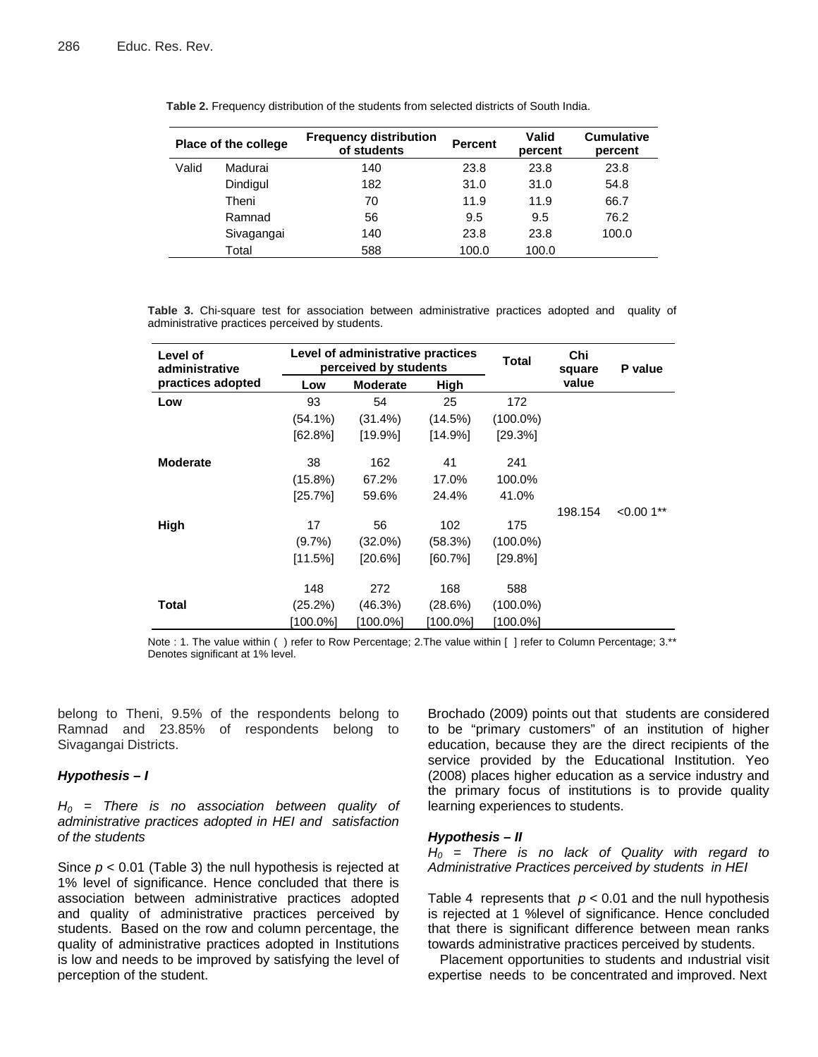**Table 2.** Frequency distribution of the students from selected districts of South India.

| Place of the college | | Frequency distribution of students | Percent | Valid percent | Cumulative percent |
|---|---|---|---|---|---|
| Valid | Madurai | 140 | 23.8 | 23.8 | 23.8 |
| | Dindigul | 182 | 31.0 | 31.0 | 54.8 |
| | Theni | 70 | 11.9 | 11.9 | 66.7 |
| | Ramnad | 56 | 9.5 | 9.5 | 76.2 |
| | Sivagangai | 140 | 23.8 | 23.8 | 100.0 |
| | Total | 588 | 100.0 | 100.0 | |

**Table 3.** Chi-square test for association between administrative practices adopted and quality of administrative practices perceived by students.

| Level of administrative practices adopted | Level of administrative practices perceived by students | | | Total | Chi square value | P value |
|---|---|---|---|---|---|---|
| | Low | Moderate | High | | | |
| **Low** | 93 | 54 | 25 | 172 | | |
| | (54.1%) | (31.4%) | (14.5%) | (100.0%) | | |
| | [62.8%] | [19.9%] | [14.9%] | [29.3%] | | |
| **Moderate** | 38 | 162 | 41 | 241 | | |
| | (15.8%) | 67.2% | 17.0% | 100.0% | | |
| | [25.7%] | 59.6% | 24.4% | 41.0% | 198.154 | <0.00 1** |
| **High** | 17 | 56 | 102 | 175 | | |
| | (9.7%) | (32.0%) | (58.3%) | (100.0%) | | |
| | [11.5%] | [20.6%] | [60.7%] | [29.8%] | | |
| | 148 | 272 | 168 | 588 | | |
| **Total** | (25.2%) | (46.3%) | (28.6%) | (100.0%) | | |
| | [100.0%] | [100.0%] | [100.0%] | [100.0%] | | |

Note : 1. The value within ( ) refer to Row Percentage; 2.The value within [ ] refer to Column Percentage; 3.** Denotes significant at 1% level.

belong to Theni, 9.5% of the respondents belong to Ramnad and 23.85% of respondents belong to Sivagangai Districts.

***Hypothesis – I***

*$H_0$ = There is no association between quality of administrative practices adopted in HEI and satisfaction of the students*

Since $p < 0.01$ (Table 3) the null hypothesis is rejected at 1% level of significance. Hence concluded that there is association between administrative practices adopted and quality of administrative practices perceived by students. Based on the row and column percentage, the quality of administrative practices adopted in Institutions is low and needs to be improved by satisfying the level of perception of the student.

Brochado (2009) points out that students are considered to be "primary customers" of an institution of higher education, because they are the direct recipients of the service provided by the Educational Institution. Yeo (2008) places higher education as a service industry and the primary focus of institutions is to provide quality learning experiences to students.

***Hypothesis – II***

*$H_0$ = There is no lack of Quality with regard to Administrative Practices perceived by students in HEI*

Table 4 represents that $p < 0.01$ and the null hypothesis is rejected at 1 %level of significance. Hence concluded that there is significant difference between mean ranks towards administrative practices perceived by students.

Placement opportunities to students and ındustrial visit expertise needs to be concentrated and improved. Next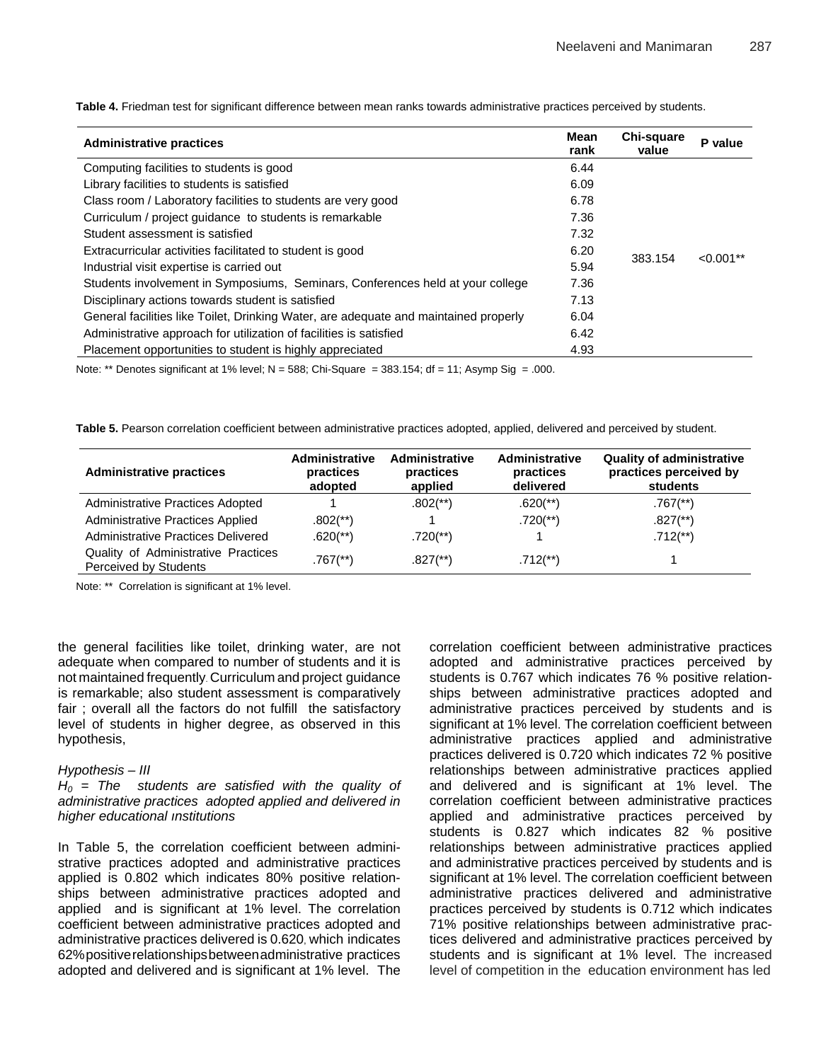**Table 4.** Friedman test for significant difference between mean ranks towards administrative practices perceived by students.

| Administrative practices | Mean rank | Chi-square value | P value |
|---|---|---|---|
| Computing facilities to students is good | 6.44 | 383.154 | <0.001** |
| Library facilities to students is satisfied | 6.09 | | |
| Class room / Laboratory facilities to students are very good | 6.78 | | |
| Curriculum / project guidance to students is remarkable | 7.36 | | |
| Student assessment is satisfied | 7.32 | | |
| Extracurricular activities facilitated to student is good | 6.20 | | |
| Industrial visit expertise is carried out | 5.94 | | |
| Students involvement in Symposiums, Seminars, Conferences held at your college | 7.36 | | |
| Disciplinary actions towards student is satisfied | 7.13 | | |
| General facilities like Toilet, Drinking Water, are adequate and maintained properly | 6.04 | | |
| Administrative approach for utilization of facilities is satisfied | 6.42 | | |
| Placement opportunities to student is highly appreciated | 4.93 | | |

Note: ** Denotes significant at 1% level; N = 588; Chi-Square = 383.154; df = 11; Asymp Sig = .000.

**Table 5.** Pearson correlation coefficient between administrative practices adopted, applied, delivered and perceived by student.

| Administrative practices | Administrative practices adopted | Administrative practices applied | Administrative practices delivered | Quality of administrative practices perceived by students |
|---|---|---|---|---|
| Administrative Practices Adopted | 1 | .802(**) | .620(**) | .767(**) |
| Administrative Practices Applied | .802(**) | 1 | .720(**) | .827(**) |
| Administrative Practices Delivered | .620(**) | .720(**) | 1 | .712(**) |
| Quality of Administrative Practices Perceived by Students | .767(**) | .827(**) | .712(**) | 1 |

Note: ** Correlation is significant at 1% level.

the general facilities like toilet, drinking water, are not adequate when compared to number of students and it is not maintained frequently. Curriculum and project guidance is remarkable; also student assessment is comparatively fair ; overall all the factors do not fulfill the satisfactory level of students in higher degree, as observed in this hypothesis,

*Hypothesis – III*

*$H_0$ = The students are satisfied with the quality of administrative practices adopted applied and delivered in higher educational ınstitutions*

In Table 5, the correlation coefficient between administrative practices adopted and administrative practices applied is 0.802 which indicates 80% positive relationships between administrative practices adopted and applied and is significant at 1% level. The correlation coefficient between administrative practices adopted and administrative practices delivered is 0.620, which indicates 62% positive relationships between administrative practices adopted and delivered and is significant at 1% level. The correlation coefficient between administrative practices adopted and administrative practices perceived by students is 0.767 which indicates 76 % positive relationships between administrative practices adopted and administrative practices perceived by students and is significant at 1% level. The correlation coefficient between administrative practices applied and administrative practices delivered is 0.720 which indicates 72 % positive relationships between administrative practices applied and delivered and is significant at 1% level. The correlation coefficient between administrative practices applied and administrative practices perceived by students is 0.827 which indicates 82 % positive relationships between administrative practices applied and administrative practices perceived by students and is significant at 1% level. The correlation coefficient between administrative practices delivered and administrative practices perceived by students is 0.712 which indicates 71% positive relationships between administrative practices delivered and administrative practices perceived by students and is significant at 1% level. The increased level of competition in the education environment has led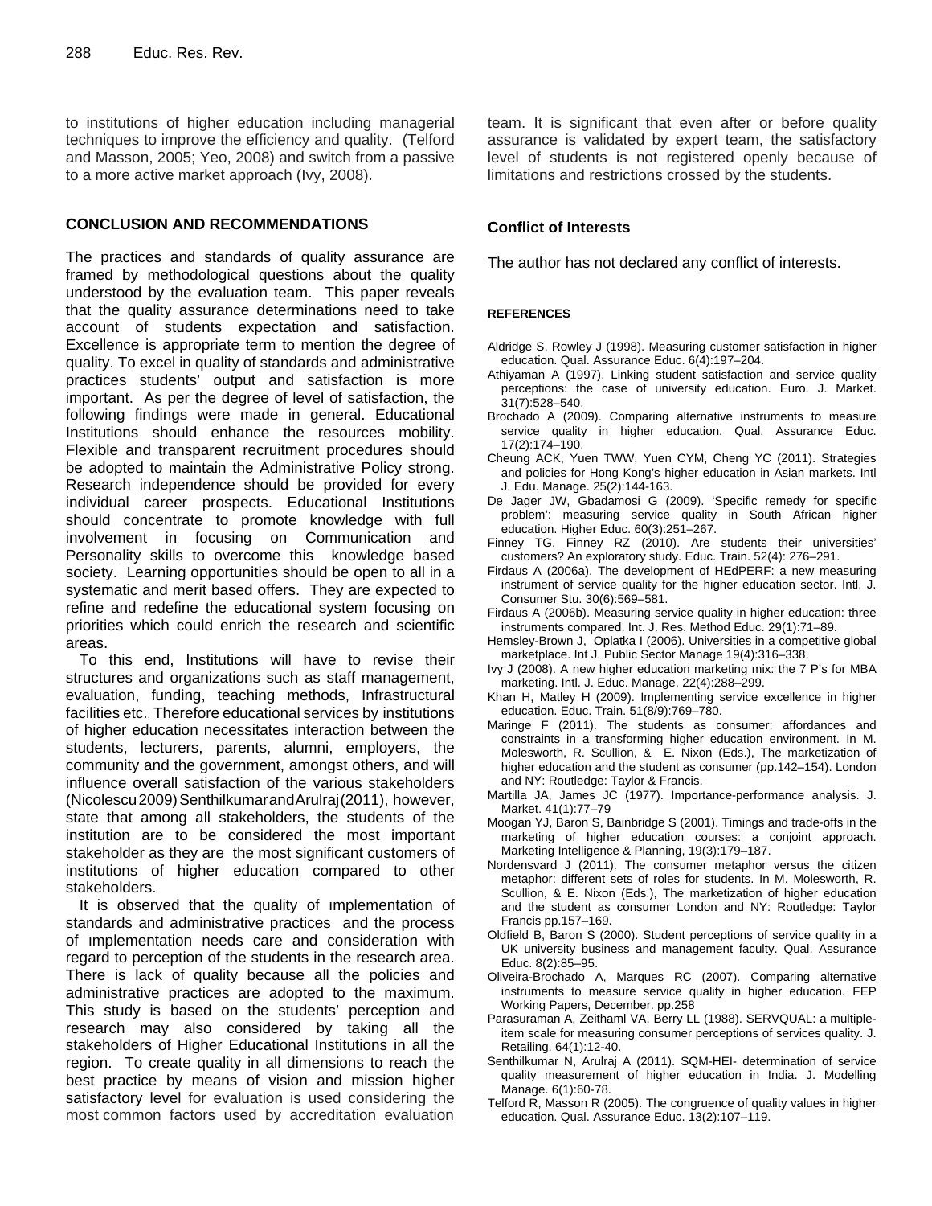to institutions of higher education including managerial techniques to improve the efficiency and quality. (Telford and Masson, 2005; Yeo, 2008) and switch from a passive to a more active market approach (Ivy, 2008).

## CONCLUSION AND RECOMMENDATIONS

The practices and standards of quality assurance are framed by methodological questions about the quality understood by the evaluation team. This paper reveals that the quality assurance determinations need to take account of students expectation and satisfaction. Excellence is appropriate term to mention the degree of quality. To excel in quality of standards and administrative practices students' output and satisfaction is more important. As per the degree of level of satisfaction, the following findings were made in general. Educational Institutions should enhance the resources mobility. Flexible and transparent recruitment procedures should be adopted to maintain the Administrative Policy strong. Research independence should be provided for every individual career prospects. Educational Institutions should concentrate to promote knowledge with full involvement in focusing on Communication and Personality skills to overcome this knowledge based society. Learning opportunities should be open to all in a systematic and merit based offers. They are expected to refine and redefine the educational system focusing on priorities which could enrich the research and scientific areas.

To this end, Institutions will have to revise their structures and organizations such as staff management, evaluation, funding, teaching methods, Infrastructural facilities etc., Therefore educational services by institutions of higher education necessitates interaction between the students, lecturers, parents, alumni, employers, the community and the government, amongst others, and will influence overall satisfaction of the various stakeholders (Nicolescu 2009) Senthilkumar and Arulraj (2011), however, state that among all stakeholders, the students of the institution are to be considered the most important stakeholder as they are the most significant customers of institutions of higher education compared to other stakeholders.

It is observed that the quality of ımplementation of standards and administrative practices and the process of ımplementation needs care and consideration with regard to perception of the students in the research area. There is lack of quality because all the policies and administrative practices are adopted to the maximum. This study is based on the students' perception and research may also considered by taking all the stakeholders of Higher Educational Institutions in all the region. To create quality in all dimensions to reach the best practice by means of vision and mission higher satisfactory level for evaluation is used considering the most common factors used by accreditation evaluation team. It is significant that even after or before quality assurance is validated by expert team, the satisfactory level of students is not registered openly because of limitations and restrictions crossed by the students.

## Conflict of Interests

The author has not declared any conflict of interests.

## REFERENCES

Aldridge S, Rowley J (1998). Measuring customer satisfaction in higher education. Qual. Assurance Educ. 6(4):197–204.

Athiyaman A (1997). Linking student satisfaction and service quality perceptions: the case of university education. Euro. J. Market. 31(7):528–540.

Brochado A (2009). Comparing alternative instruments to measure service quality in higher education. Qual. Assurance Educ. 17(2):174–190.

Cheung ACK, Yuen TWW, Yuen CYM, Cheng YC (2011). Strategies and policies for Hong Kong's higher education in Asian markets. Intl J. Edu. Manage. 25(2):144-163.

De Jager JW, Gbadamosi G (2009). 'Specific remedy for specific problem': measuring service quality in South African higher education. Higher Educ. 60(3):251–267.

Finney TG, Finney RZ (2010). Are students their universities' customers? An exploratory study. Educ. Train. 52(4): 276–291.

Firdaus A (2006a). The development of HEdPERF: a new measuring instrument of service quality for the higher education sector. Intl. J. Consumer Stu. 30(6):569–581.

Firdaus A (2006b). Measuring service quality in higher education: three instruments compared. Int. J. Res. Method Educ. 29(1):71–89.

Hemsley-Brown J, Oplatka I (2006). Universities in a competitive global marketplace. Int J. Public Sector Manage 19(4):316–338.

Ivy J (2008). A new higher education marketing mix: the 7 P's for MBA marketing. Intl. J. Educ. Manage. 22(4):288–299.

Khan H, Matley H (2009). Implementing service excellence in higher education. Educ. Train. 51(8/9):769–780.

Maringe F (2011). The students as consumer: affordances and constraints in a transforming higher education environment. In M. Molesworth, R. Scullion, & E. Nixon (Eds.), The marketization of higher education and the student as consumer (pp.142–154). London and NY: Routledge: Taylor & Francis.

Martilla JA, James JC (1977). Importance-performance analysis. J. Market. 41(1):77–79

Moogan YJ, Baron S, Bainbridge S (2001). Timings and trade-offs in the marketing of higher education courses: a conjoint approach. Marketing Intelligence & Planning, 19(3):179–187.

Nordensvard J (2011). The consumer metaphor versus the citizen metaphor: different sets of roles for students. In M. Molesworth, R. Scullion, & E. Nixon (Eds.), The marketization of higher education and the student as consumer London and NY: Routledge: Taylor Francis pp.157–169.

Oldfield B, Baron S (2000). Student perceptions of service quality in a UK university business and management faculty. Qual. Assurance Educ. 8(2):85–95.

Oliveira-Brochado A, Marques RC (2007). Comparing alternative instruments to measure service quality in higher education. FEP Working Papers, December. pp.258

Parasuraman A, Zeithaml VA, Berry LL (1988). SERVQUAL: a multiple-item scale for measuring consumer perceptions of services quality. J. Retailing. 64(1):12-40.

Senthilkumar N, Arulraj A (2011). SQM-HEI- determination of service quality measurement of higher education in India. J. Modelling Manage. 6(1):60-78.

Telford R, Masson R (2005). The congruence of quality values in higher education. Qual. Assurance Educ. 13(2):107–119.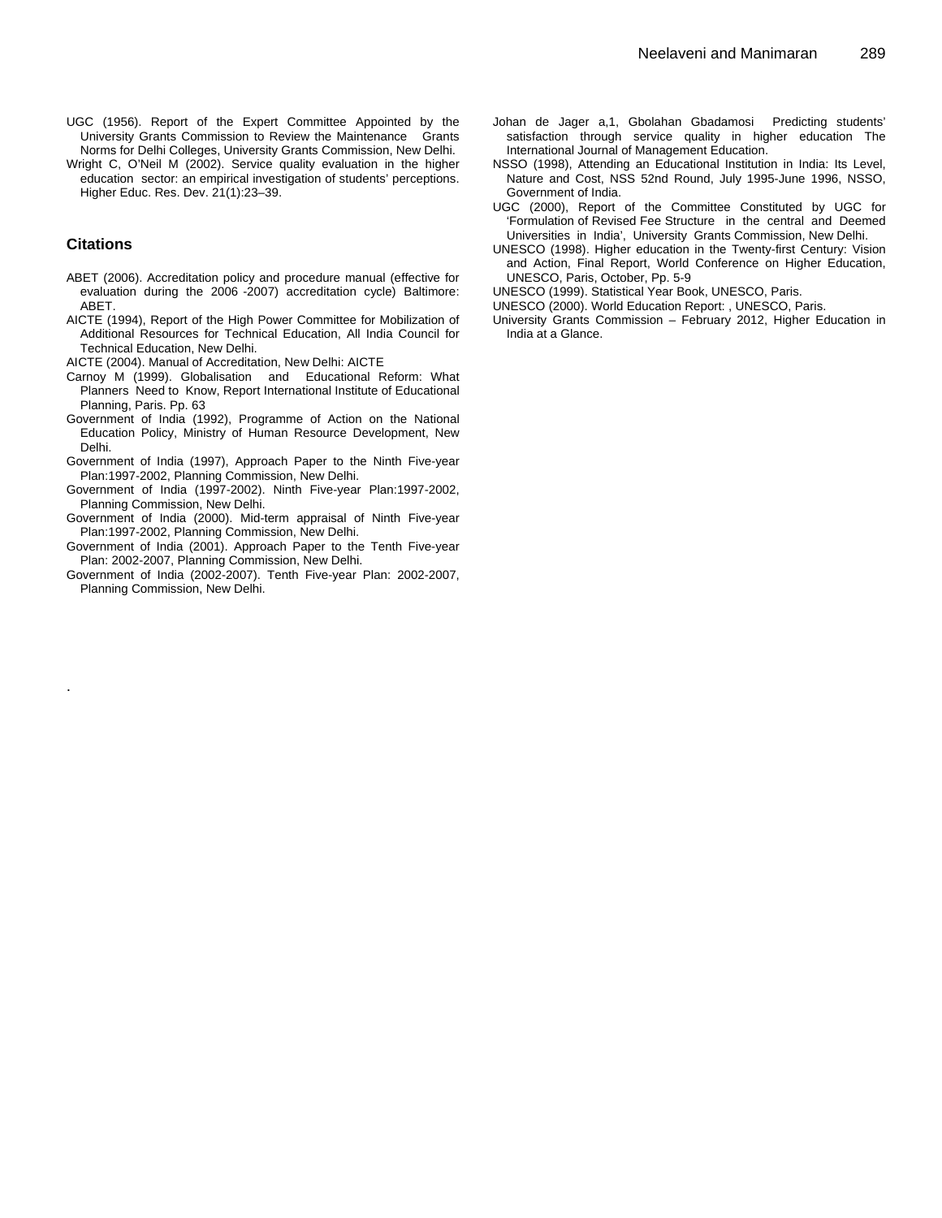UGC (1956). Report of the Expert Committee Appointed by the University Grants Commission to Review the Maintenance Grants Norms for Delhi Colleges, University Grants Commission, New Delhi.

Wright C, O'Neil M (2002). Service quality evaluation in the higher education sector: an empirical investigation of students' perceptions. Higher Educ. Res. Dev. 21(1):23–39.

### Citations

ABET (2006). Accreditation policy and procedure manual (effective for evaluation during the 2006 -2007) accreditation cycle) Baltimore: ABET.

AICTE (1994), Report of the High Power Committee for Mobilization of Additional Resources for Technical Education, All India Council for Technical Education, New Delhi.

AICTE (2004). Manual of Accreditation, New Delhi: AICTE

Carnoy M (1999). Globalisation and Educational Reform: What Planners Need to Know, Report International Institute of Educational Planning, Paris. Pp. 63

Government of India (1992), Programme of Action on the National Education Policy, Ministry of Human Resource Development, New Delhi.

Government of India (1997), Approach Paper to the Ninth Five-year Plan:1997-2002, Planning Commission, New Delhi.

Government of India (1997-2002). Ninth Five-year Plan:1997-2002, Planning Commission, New Delhi.

Government of India (2000). Mid-term appraisal of Ninth Five-year Plan:1997-2002, Planning Commission, New Delhi.

Government of India (2001). Approach Paper to the Tenth Five-year Plan: 2002-2007, Planning Commission, New Delhi.

Government of India (2002-2007). Tenth Five-year Plan: 2002-2007, Planning Commission, New Delhi.

.

Johan de Jager a,1, Gbolahan Gbadamosi Predicting students' satisfaction through service quality in higher education The International Journal of Management Education.

NSSO (1998), Attending an Educational Institution in India: Its Level, Nature and Cost, NSS 52nd Round, July 1995-June 1996, NSSO, Government of India.

UGC (2000), Report of the Committee Constituted by UGC for 'Formulation of Revised Fee Structure in the central and Deemed Universities in India', University Grants Commission, New Delhi.

UNESCO (1998). Higher education in the Twenty-first Century: Vision and Action, Final Report, World Conference on Higher Education, UNESCO, Paris, October, Pp. 5-9

UNESCO (1999). Statistical Year Book, UNESCO, Paris.

UNESCO (2000). World Education Report: , UNESCO, Paris.

University Grants Commission – February 2012, Higher Education in India at a Glance.